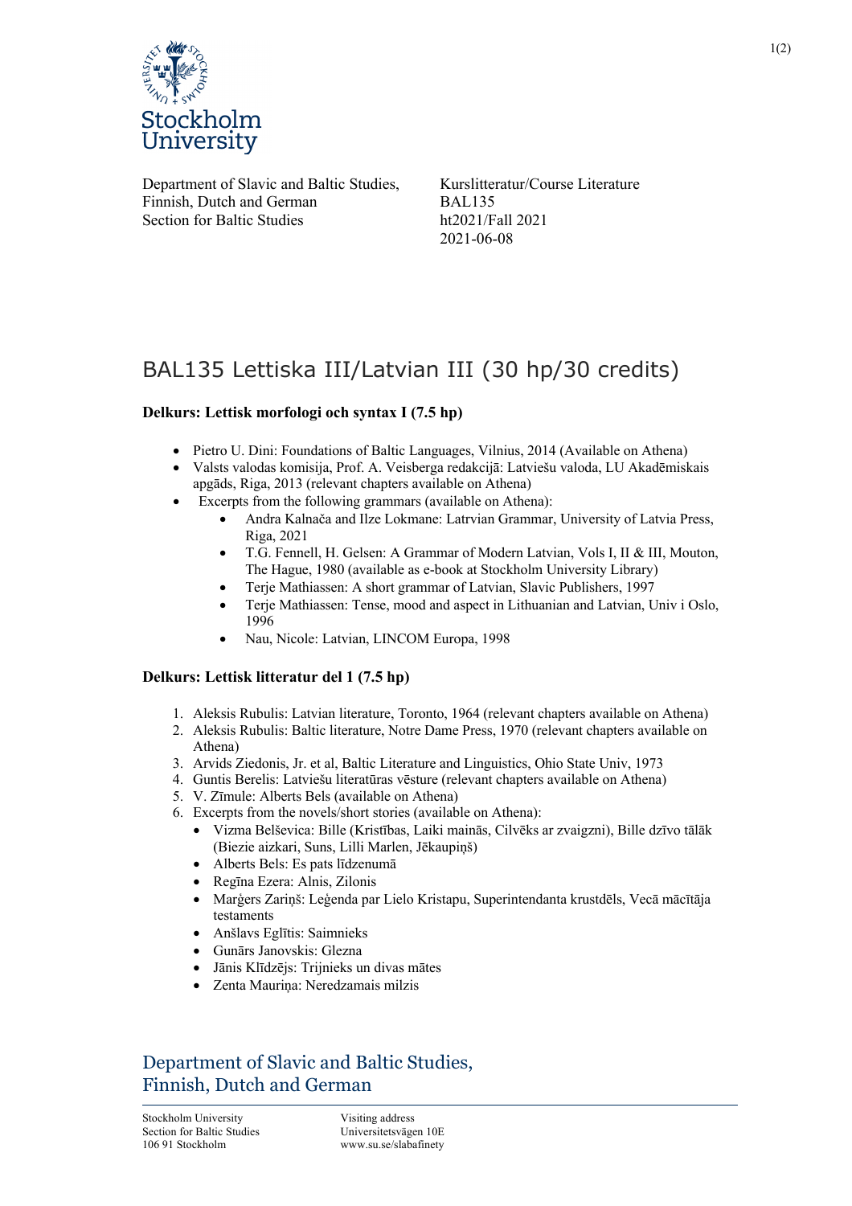Department of Slavic and Baltic Studies, Finnish, Dutch and German
Section for Baltic Studies

Kurslitteratur/Course Literature
BAL135
ht2021/Fall 2021
2021-06-08

# BAL135 Lettiska III/Latvian III (30 hp/30 credits)

**Delkurs: Lettisk morfologi och syntax I (7.5 hp)**

- Pietro U. Dini: Foundations of Baltic Languages, Vilnius, 2014 (Available on Athena)
- Valsts valodas komisija, Prof. A. Veisberga redakcijā: Latviešu valoda, LU Akadēmiskais apgāds, Riga, 2013 (relevant chapters available on Athena)
- Excerpts from the following grammars (available on Athena):
    - Andra Kalnača and Ilze Lokmane: Latrvian Grammar, University of Latvia Press, Riga, 2021
    - T.G. Fennell, H. Gelsen: A Grammar of Modern Latvian, Vols I, II & III, Mouton, The Hague, 1980 (available as e-book at Stockholm University Library)
    - Terje Mathiassen: A short grammar of Latvian, Slavic Publishers, 1997
    - Terje Mathiassen: Tense, mood and aspect in Lithuanian and Latvian, Univ i Oslo, 1996
    - Nau, Nicole: Latvian, LINCOM Europa, 1998

**Delkurs: Lettisk litteratur del 1 (7.5 hp)**

1. Aleksis Rubulis: Latvian literature, Toronto, 1964 (relevant chapters available on Athena)
2. Aleksis Rubulis: Baltic literature, Notre Dame Press, 1970 (relevant chapters available on Athena)
3. Arvids Ziedonis, Jr. et al, Baltic Literature and Linguistics, Ohio State Univ, 1973
4. Guntis Berelis: Latviešu literatūras vēsture (relevant chapters available on Athena)
5. V. Zīmule: Alberts Bels (available on Athena)
6. Excerpts from the novels/short stories (available on Athena):
    - Vizma Belševica: Bille (Kristības, Laiki mainās, Cilvēks ar zvaigzni), Bille dzīvo tālāk (Biezie aizkari, Suns, Lilli Marlen, Jēkaupiņš)
    - Alberts Bels: Es pats līdzenumā
    - Regīna Ezera: Alnis, Zilonis
    - Marģers Zariņš: Leģenda par Lielo Kristapu, Superintendanta krustdēls, Vecā mācītāja testaments
    - Anšlavs Eglītis: Saimnieks
    - Gunārs Janovskis: Glezna
    - Jānis Klīdzējs: Trijnieks un divas mātes
    - Zenta Mauriņa: Neredzamais milzis

Department of Slavic and Baltic Studies, Finnish, Dutch and German

Stockholm University
Section for Baltic Studies
106 91 Stockholm

Visiting address
Universitetsvägen 10E
www.su.se/slabafinety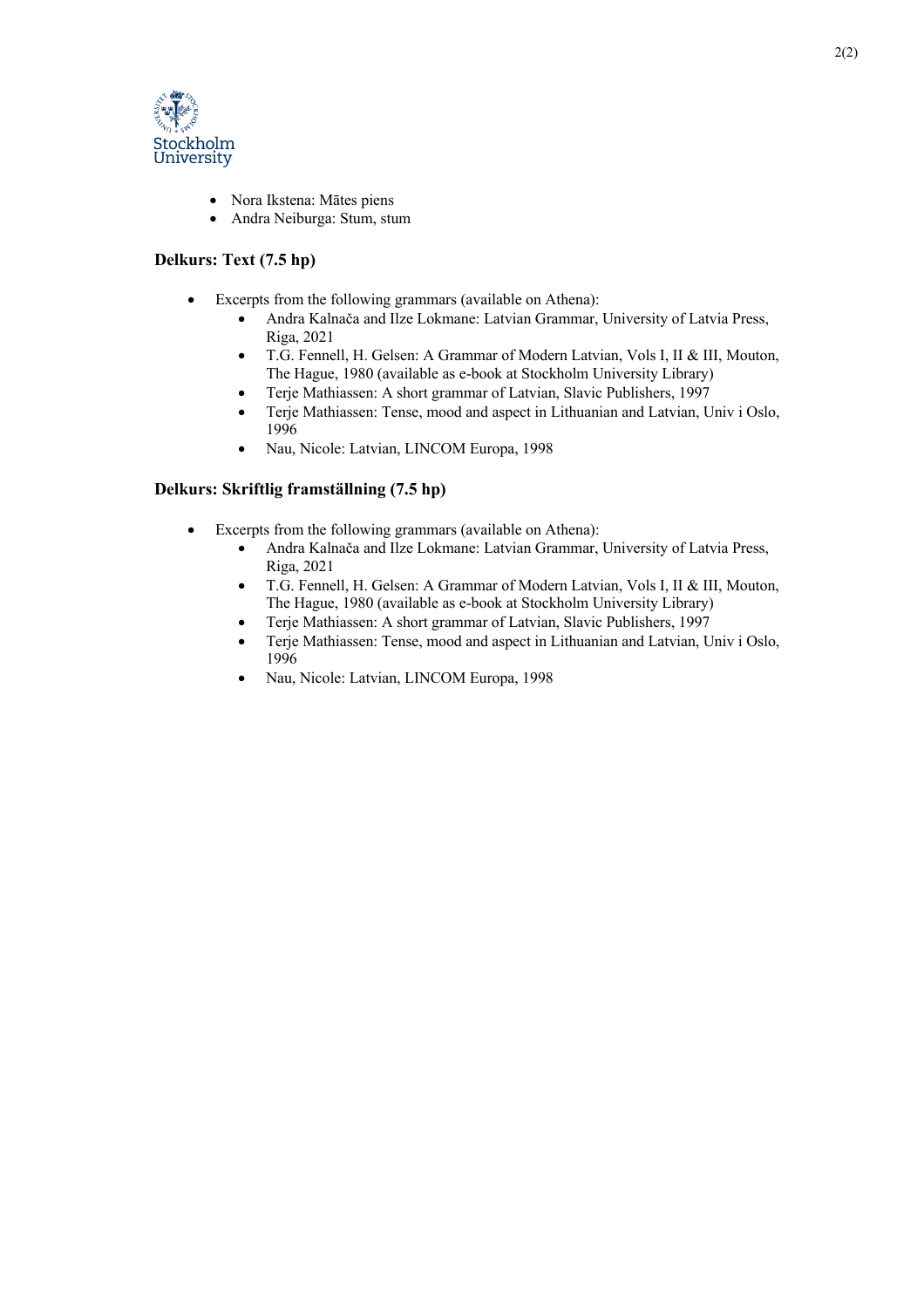- Nora Ikstena: Mātes piens
- Andra Neiburga: Stum, stum

### Delkurs: Text (7.5 hp)

- Excerpts from the following grammars (available on Athena):
  - Andra Kalnača and Ilze Lokmane: Latvian Grammar, University of Latvia Press, Riga, 2021
  - T.G. Fennell, H. Gelsen: A Grammar of Modern Latvian, Vols I, II & III, Mouton, The Hague, 1980 (available as e-book at Stockholm University Library)
  - Terje Mathiassen: A short grammar of Latvian, Slavic Publishers, 1997
  - Terje Mathiassen: Tense, mood and aspect in Lithuanian and Latvian, Univ i Oslo, 1996
  - Nau, Nicole: Latvian, LINCOM Europa, 1998

### Delkurs: Skriftlig framställning (7.5 hp)

- Excerpts from the following grammars (available on Athena):
  - Andra Kalnača and Ilze Lokmane: Latvian Grammar, University of Latvia Press, Riga, 2021
  - T.G. Fennell, H. Gelsen: A Grammar of Modern Latvian, Vols I, II & III, Mouton, The Hague, 1980 (available as e-book at Stockholm University Library)
  - Terje Mathiassen: A short grammar of Latvian, Slavic Publishers, 1997
  - Terje Mathiassen: Tense, mood and aspect in Lithuanian and Latvian, Univ i Oslo, 1996
  - Nau, Nicole: Latvian, LINCOM Europa, 1998